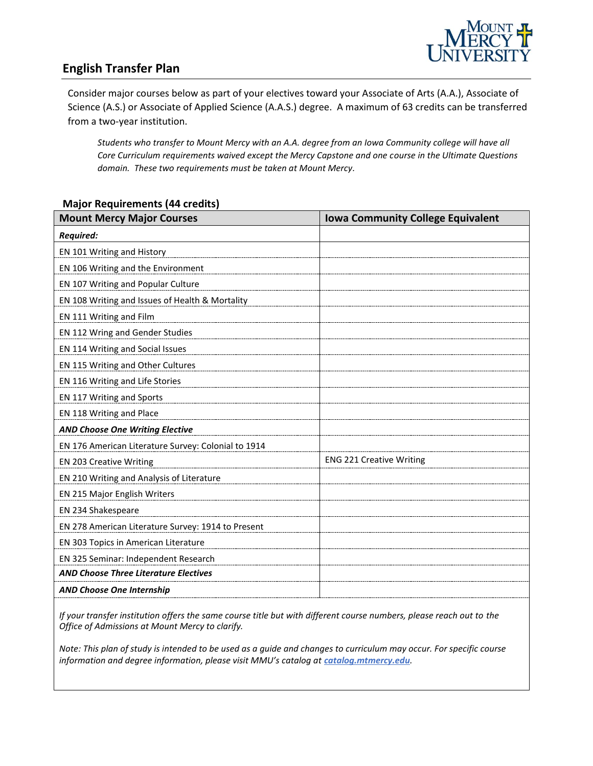## English Transfer Plan

Consider major courses below as part of your electives toward your Associate of Arts (A.A.), Associate of Science (A.S.) or Associate of Applied Science (A.A.S.) degree. A maximum of 63 credits can be transferred from a two-year institution.

*Students who transfer to Mount Mercy with an A.A. degree from an Iowa Community college will have all Core Curriculum requirements waived except the Mercy Capstone and one course in the Ultimate Questions domain. These two requirements must be taken at Mount Mercy.*

### Major Requirements (44 credits)

| Mount Mercy Major Courses | Iowa Community College Equivalent |
|---|---|
| ***Required:*** | |
| EN 101 Writing and History | |
| EN 106 Writing and the Environment | |
| EN 107 Writing and Popular Culture | |
| EN 108 Writing and Issues of Health & Mortality | |
| EN 111 Writing and Film | |
| EN 112 Wring and Gender Studies | |
| EN 114 Writing and Social Issues | |
| EN 115 Writing and Other Cultures | |
| EN 116 Writing and Life Stories | |
| EN 117 Writing and Sports | |
| EN 118 Writing and Place | |
| ***AND Choose One Writing Elective*** | |
| EN 176 American Literature Survey: Colonial to 1914 | |
| EN 203 Creative Writing | ENG 221 Creative Writing |
| EN 210 Writing and Analysis of Literature | |
| EN 215 Major English Writers | |
| EN 234 Shakespeare | |
| EN 278 American Literature Survey: 1914 to Present | |
| EN 303 Topics in American Literature | |
| EN 325 Seminar: Independent Research | |
| ***AND Choose Three Literature Electives*** | |
| ***AND Choose One Internship*** | |

*If your transfer institution offers the same course title but with different course numbers, please reach out to the Office of Admissions at Mount Mercy to clarify.*

*Note: This plan of study is intended to be used as a guide and changes to curriculum may occur. For specific course information and degree information, please visit MMU's catalog at [catalog.mtmercy.edu](catalog.mtmercy.edu).*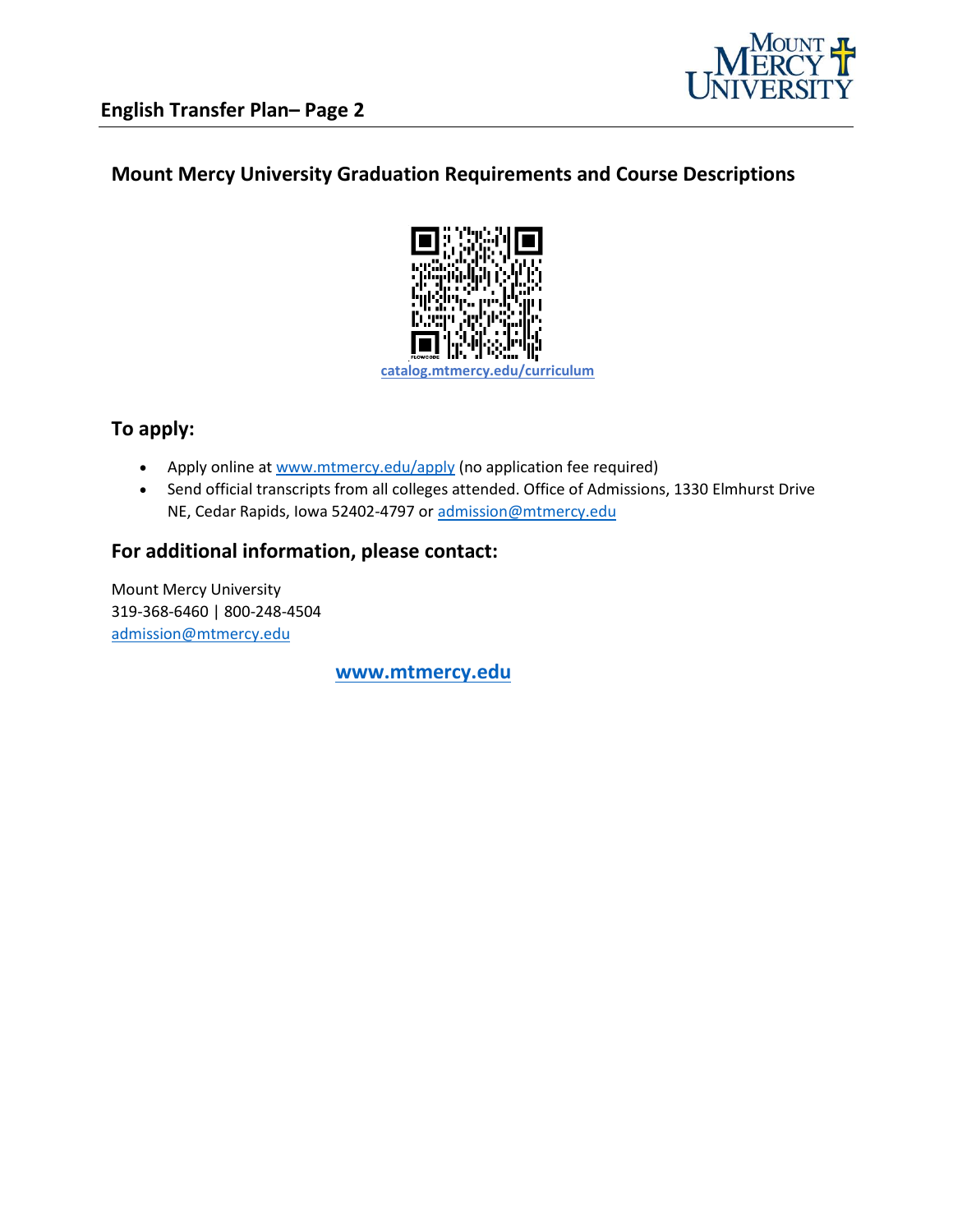## Mount Mercy University Graduation Requirements and Course Descriptions

catalog.mtmercy.edu/curriculum

## To apply:

- Apply online at www.mtmercy.edu/apply (no application fee required)
- Send official transcripts from all colleges attended. Office of Admissions, 1330 Elmhurst Drive NE, Cedar Rapids, Iowa 52402-4797 or admission@mtmercy.edu

## For additional information, please contact:

Mount Mercy University
319-368-6460 | 800-248-4504
admission@mtmercy.edu

**www.mtmercy.edu**